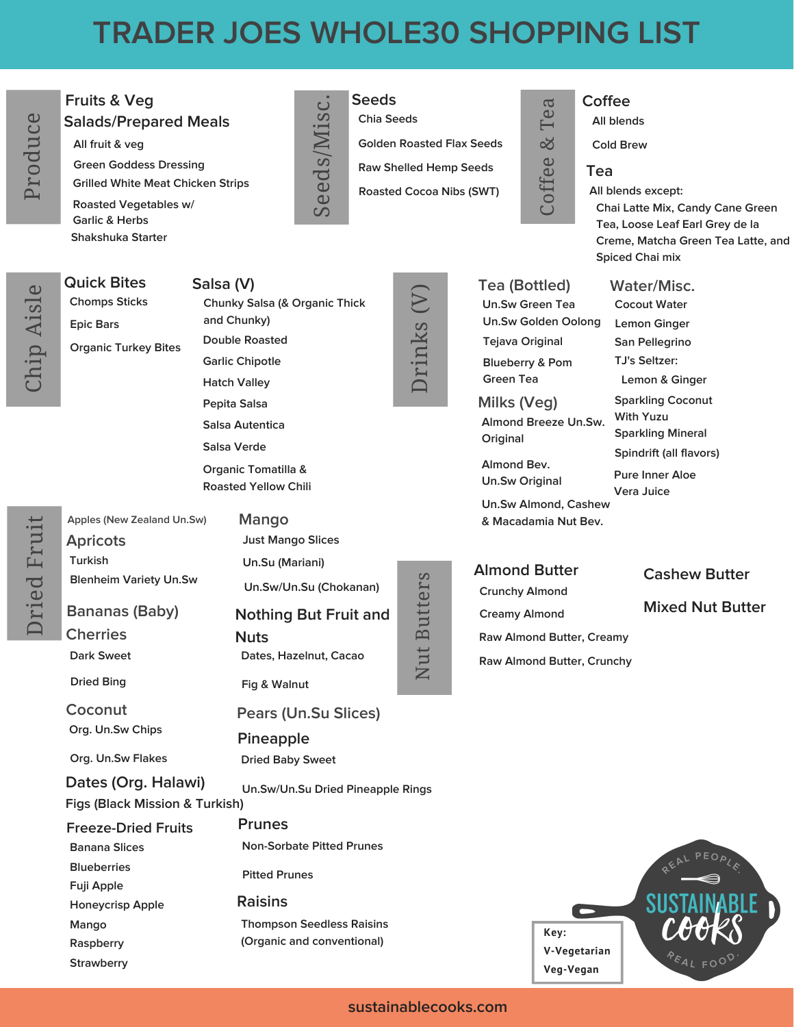# TRADER JOES WHOLE30 SHOPPING LIST

## Produce

### Fruits & Veg

### Salads/Prepared Meals

- All fruit & veg
- Green Goddess Dressing
- Grilled White Meat Chicken Strips
- Roasted Vegetables w/ Garlic & Herbs
- Shakshuka Starter

## Seeds/Misc.

### Seeds

- Chia Seeds
- Golden Roasted Flax Seeds
- Raw Shelled Hemp Seeds
- Roasted Cocoa Nibs (SWT)

## Coffee & Tea

### Coffee

- All blends
- Cold Brew

### Tea

All blends except:
Chai Latte Mix, Candy Cane Green Tea, Loose Leaf Earl Grey de la Creme, Matcha Green Tea Latte, and Spiced Chai mix

## Chip Aisle

### Quick Bites

- Chomps Sticks
- Epic Bars
- Organic Turkey Bites

### Salsa (V)

- Chunky Salsa (& Organic Thick and Chunky)
- Double Roasted
- Garlic Chipotle
- Hatch Valley
- Pepita Salsa
- Salsa Autentica
- Salsa Verde
- Organic Tomatilla & Roasted Yellow Chili

## Drinks (V)

### Tea (Bottled)

- Un.Sw Green Tea
- Un.Sw Golden Oolong
- Tejava Original
- Blueberry & Pom Green Tea

### Milks (Veg)

- Almond Breeze Un.Sw. Original
- Almond Bev. Un.Sw Original
- Un.Sw Almond, Cashew & Macadamia Nut Bev.

### Water/Misc.

- Cocout Water
- Lemon Ginger
- San Pellegrino
- TJ's Seltzer:
  - Lemon & Ginger
- Sparkling Coconut With Yuzu
- Sparkling Mineral
- Spindrift (all flavors)
- Pure Inner Aloe Vera Juice

## Dried Fruit

Apples (New Zealand Un.Sw)

### Apricots

- Turkish
- Blenheim Variety Un.Sw

### Bananas (Baby)

### Cherries

- Dark Sweet
- Dried Bing

### Coconut

- Org. Un.Sw Chips
- Org. Un.Sw Flakes

### Dates (Org. Halawi)

### Figs (Black Mission & Turkish)

### Freeze-Dried Fruits

- Banana Slices
- Blueberries
- Fuji Apple
- Honeycrisp Apple
- Mango
- Raspberry
- Strawberry

### Mango

- Just Mango Slices
- Un.Su (Mariani)
- Un.Sw/Un.Su (Chokanan)

### Nothing But Fruit and Nuts

- Dates, Hazelnut, Cacao
- Fig & Walnut

### Pears (Un.Su Slices)

### Pineapple

- Dried Baby Sweet
- Un.Sw/Un.Su Dried Pineapple Rings

### Prunes

- Non-Sorbate Pitted Prunes
- Pitted Prunes

### Raisins

- Thompson Seedless Raisins (Organic and conventional)

## Nut Butters

### Almond Butter

- Crunchy Almond
- Creamy Almond
- Raw Almond Butter, Creamy
- Raw Almond Butter, Crunchy

### Cashew Butter

### Mixed Nut Butter

**Key:**
V-Vegetarian
Veg-Vegan

REAL PEOPLE SUSTAINABLE COOKS REAL FOOD.

sustainablecooks.com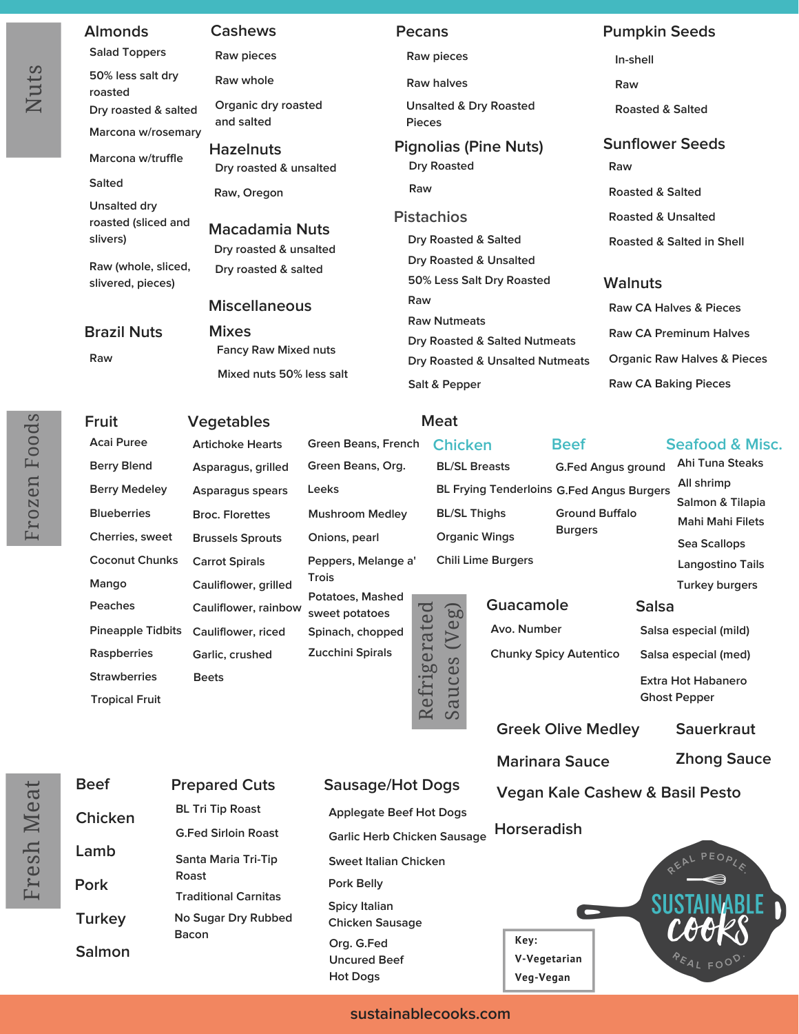# Nuts

## Almonds

- Salad Toppers
- 50% less salt dry roasted
- Dry roasted & salted
- Marcona w/rosemary
- Marcona w/truffle
- Salted
- Unsalted dry roasted (sliced and slivers)
- Raw (whole, sliced, slivered, pieces)

## Brazil Nuts

- Raw

## Cashews

- Raw pieces
- Raw whole
- Organic dry roasted and salted

## Hazelnuts

- Dry roasted & unsalted
- Raw, Oregon

## Macadamia Nuts

- Dry roasted & unsalted
- Dry roasted & salted

## Miscellaneous

### Mixes

- Fancy Raw Mixed nuts
- Mixed nuts 50% less salt

## Pecans

- Raw pieces
- Raw halves
- Unsalted & Dry Roasted Pieces

## Pignolias (Pine Nuts)

- Dry Roasted
- Raw

## Pistachios

- Dry Roasted & Salted
- Dry Roasted & Unsalted
- 50% Less Salt Dry Roasted
- Raw
- Raw Nutmeats
- Dry Roasted & Salted Nutmeats
- Dry Roasted & Unsalted Nutmeats
- Salt & Pepper

## Pumpkin Seeds

- In-shell
- Raw
- Roasted & Salted

## Sunflower Seeds

- Raw
- Roasted & Salted
- Roasted & Unsalted
- Roasted & Salted in Shell

## Walnuts

- Raw CA Halves & Pieces
- Raw CA Preminum Halves
- Organic Raw Halves & Pieces
- Raw CA Baking Pieces

# Frozen Foods

## Fruit

- Acai Puree
- Berry Blend
- Berry Medeley
- Blueberries
- Cherries, sweet
- Coconut Chunks
- Mango
- Peaches
- Pineapple Tidbits
- Raspberries
- Strawberries
- Tropical Fruit

## Vegetables

- Artichoke Hearts
- Asparagus, grilled
- Asparagus spears
- Broc. Florettes
- Brussels Sprouts
- Carrot Spirals
- Cauliflower, grilled
- Cauliflower, rainbow
- Cauliflower, riced
- Garlic, crushed
- Beets
- Green Beans, French
- Green Beans, Org.
- Leeks
- Mushroom Medley
- Onions, pearl
- Peppers, Melange a' Trois
- Potatoes, Mashed sweet potatoes
- Spinach, chopped
- Zucchini Spirals

## Meat

### Chicken

- BL/SL Breasts
- BL Frying Tenderloins
- BL/SL Thighs
- Organic Wings
- Chili Lime Burgers

### Beef

- G.Fed Angus ground
- G.Fed Angus Burgers
- Ground Buffalo Burgers

### Seafood & Misc.

- Ahi Tuna Steaks
- All shrimp
- Salmon & Tilapia
- Mahi Mahi Filets
- Sea Scallops
- Langostino Tails
- Turkey burgers

# Refrigerated Sauces (Veg)

## Guacamole

- Avo. Number
- Chunky Spicy Autentico

## Salsa

- Salsa especial (mild)
- Salsa especial (med)
- Extra Hot Habanero Ghost Pepper

## Greek Olive Medley

## Sauerkraut

## Marinara Sauce

## Zhong Sauce

## Vegan Kale Cashew & Basil Pesto

## Horseradish

# Fresh Meat

## Beef

## Chicken

## Lamb

## Pork

## Turkey

## Salmon

## Prepared Cuts

- BL Tri Tip Roast
- G.Fed Sirloin Roast
- Santa Maria Tri-Tip Roast
- Traditional Carnitas
- No Sugar Dry Rubbed Bacon

## Sausage/Hot Dogs

- Applegate Beef Hot Dogs
- Garlic Herb Chicken Sausage
- Sweet Italian Chicken
- Pork Belly
- Spicy Italian Chicken Sausage
- Org. G.Fed Uncured Beef Hot Dogs

**Key:**
V-Vegetarian
Veg-Vegan

REAL PEOPLE
SUSTAINABLE cooks
REAL FOOD.

sustainablecooks.com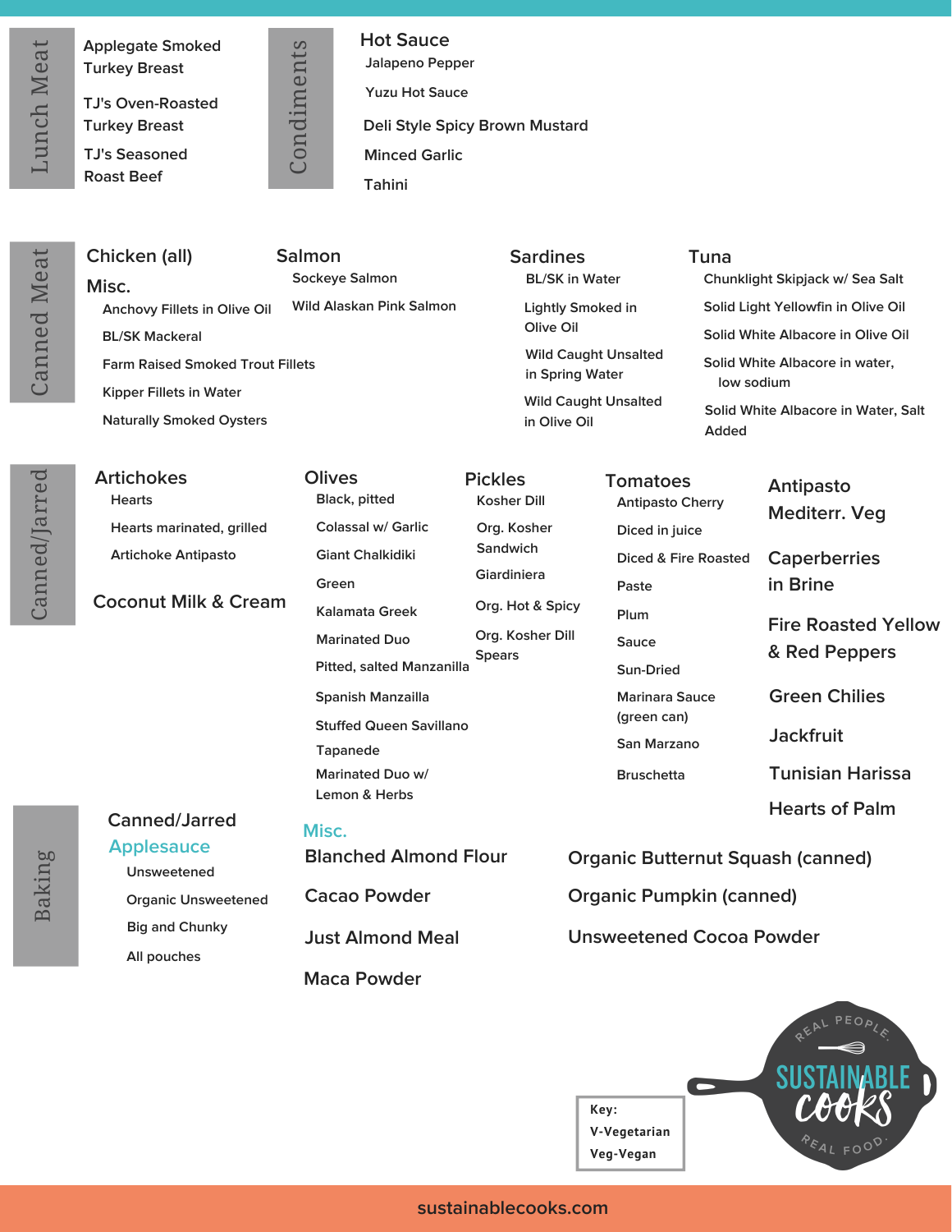## Lunch Meat

- Applegate Smoked Turkey Breast
- TJ's Oven-Roasted Turkey Breast
- TJ's Seasoned Roast Beef

## Condiments

### Hot Sauce

- Jalapeno Pepper
- Yuzu Hot Sauce

- Deli Style Spicy Brown Mustard
- Minced Garlic
- Tahini

## Canned Meat

### Chicken (all)

### Misc.

- Anchovy Fillets in Olive Oil
- BL/SK Mackeral
- Farm Raised Smoked Trout Fillets
- Kipper Fillets in Water
- Naturally Smoked Oysters

### Salmon

- Sockeye Salmon
- Wild Alaskan Pink Salmon

### Sardines

- BL/SK in Water
- Lightly Smoked in Olive Oil
- Wild Caught Unsalted in Spring Water
- Wild Caught Unsalted in Olive Oil

### Tuna

- Chunklight Skipjack w/ Sea Salt
- Solid Light Yellowfin in Olive Oil
- Solid White Albacore in Olive Oil
- Solid White Albacore in water, low sodium
- Solid White Albacore in Water, Salt Added

## Canned/Jarred

### Artichokes

- Hearts
- Hearts marinated, grilled
- Artichoke Antipasto

### Coconut Milk & Cream

### Olives

- Black, pitted
- Colassal w/ Garlic
- Giant Chalkidiki
- Green
- Kalamata Greek
- Marinated Duo
- Pitted, salted Manzanilla
- Spanish Manzailla
- Stuffed Queen Savillano
- Tapanede
- Marinated Duo w/ Lemon & Herbs

### Pickles

- Kosher Dill
- Org. Kosher Sandwich
- Giardiniera
- Org. Hot & Spicy
- Org. Kosher Dill Spears

### Tomatoes

- Antipasto Cherry
- Diced in juice
- Diced & Fire Roasted
- Paste
- Plum
- Sauce
- Sun-Dried
- Marinara Sauce (green can)
- San Marzano
- Bruschetta

### Antipasto Mediterr. Veg

### Caperberries in Brine

### Fire Roasted Yellow & Red Peppers

### Green Chilies

### Jackfruit

### Tunisian Harissa

### Hearts of Palm

## Baking

### Canned/Jarred

#### Applesauce

- Unsweetened
- Organic Unsweetened
- Big and Chunky
- All pouches

### Misc.

- Blanched Almond Flour
- Cacao Powder
- Just Almond Meal
- Maca Powder
- Organic Butternut Squash (canned)
- Organic Pumpkin (canned)
- Unsweetened Cocoa Powder

**Key:**
V-Vegetarian
Veg-Vegan

REAL PEOPLE. SUSTAINABLE COOKS REAL FOOD.

sustainablecooks.com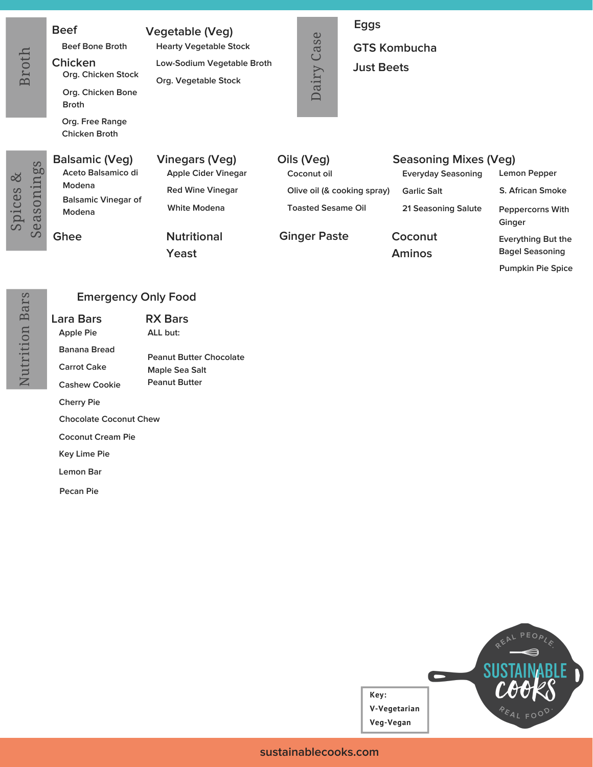## Broth

### Beef
- Beef Bone Broth

### Chicken
- Org. Chicken Stock
- Org. Chicken Bone Broth
- Org. Free Range Chicken Broth

### Vegetable (Veg)
- Hearty Vegetable Stock
- Low-Sodium Vegetable Broth
- Org. Vegetable Stock

## Dairy Case

- Eggs
- GTS Kombucha
- Just Beets

## Spices & Seasonings

### Balsamic (Veg)
- Aceto Balsamico di Modena
- Balsamic Vinegar of Modena

### Vinegars (Veg)
- Apple Cider Vinegar
- Red Wine Vinegar
- White Modena

### Oils (Veg)
- Coconut oil
- Olive oil (& cooking spray)
- Toasted Sesame Oil

### Seasoning Mixes (Veg)
- Everyday Seasoning
- Garlic Salt
- 21 Seasoning Salute
- Lemon Pepper
- S. African Smoke
- Peppercorns With Ginger
- Everything But the Bagel Seasoning
- Pumpkin Pie Spice

### Ghee

### Nutritional Yeast

### Ginger Paste

### Coconut Aminos

## Nutrition Bars

### Emergency Only Food

### Lara Bars
- Apple Pie
- Banana Bread
- Carrot Cake
- Cashew Cookie
- Cherry Pie
- Chocolate Coconut Chew
- Coconut Cream Pie
- Key Lime Pie
- Lemon Bar
- Pecan Pie

### RX Bars
ALL but:
- Peanut Butter Chocolate
- Maple Sea Salt
- Peanut Butter

**Key:**
**V-Vegetarian**
**Veg-Vegan**

REAL PEOPLE. SUSTAINABLE COOKS REAL FOOD.

sustainablecooks.com